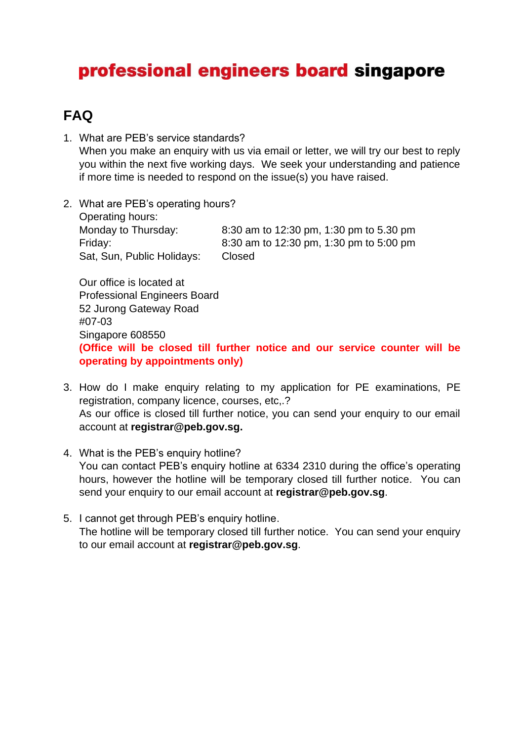# professional engineers board singapore

## FAQ

1. What are PEB's service standards?
   When you make an enquiry with us via email or letter, we will try our best to reply you within the next five working days. We seek your understanding and patience if more time is needed to respond on the issue(s) you have raised.

2. What are PEB's operating hours?
   Operating hours:

   | | |
   |---|---|
   | Monday to Thursday: | 8:30 am to 12:30 pm, 1:30 pm to 5.30 pm |
   | Friday: | 8:30 am to 12:30 pm, 1:30 pm to 5:00 pm |
   | Sat, Sun, Public Holidays: | Closed |

   Our office is located at
   Professional Engineers Board
   52 Jurong Gateway Road
   #07-03
   Singapore 608550
   **(Office will be closed till further notice and our service counter will be operating by appointments only)**

3. How do I make enquiry relating to my application for PE examinations, PE registration, company licence, courses, etc,.?
   As our office is closed till further notice, you can send your enquiry to our email account at **registrar@peb.gov.sg.**

4. What is the PEB's enquiry hotline?
   You can contact PEB's enquiry hotline at 6334 2310 during the office's operating hours, however the hotline will be temporary closed till further notice. You can send your enquiry to our email account at **registrar@peb.gov.sg**.

5. I cannot get through PEB's enquiry hotline.
   The hotline will be temporary closed till further notice. You can send your enquiry to our email account at **registrar@peb.gov.sg**.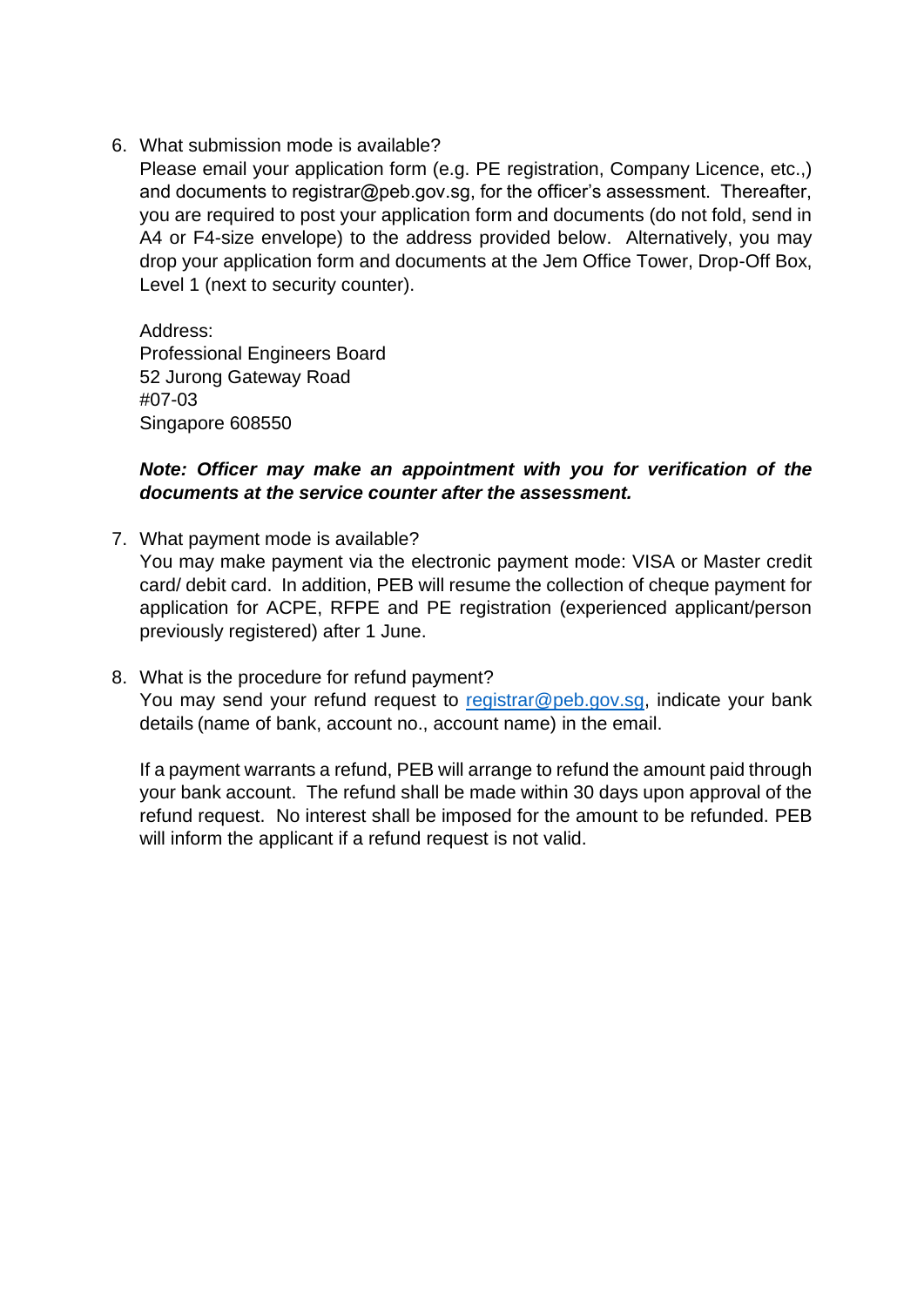6. What submission mode is available?
   Please email your application form (e.g. PE registration, Company Licence, etc.,) and documents to registrar@peb.gov.sg, for the officer's assessment. Thereafter, you are required to post your application form and documents (do not fold, send in A4 or F4-size envelope) to the address provided below. Alternatively, you may drop your application form and documents at the Jem Office Tower, Drop-Off Box, Level 1 (next to security counter).

   Address:
   Professional Engineers Board
   52 Jurong Gateway Road
   #07-03
   Singapore 608550

   ***Note: Officer may make an appointment with you for verification of the documents at the service counter after the assessment.***

7. What payment mode is available?
   You may make payment via the electronic payment mode: VISA or Master credit card/ debit card. In addition, PEB will resume the collection of cheque payment for application for ACPE, RFPE and PE registration (experienced applicant/person previously registered) after 1 June.

8. What is the procedure for refund payment?
   You may send your refund request to [registrar@peb.gov.sg](mailto:registrar@peb.gov.sg), indicate your bank details (name of bank, account no., account name) in the email.

   If a payment warrants a refund, PEB will arrange to refund the amount paid through your bank account. The refund shall be made within 30 days upon approval of the refund request. No interest shall be imposed for the amount to be refunded. PEB will inform the applicant if a refund request is not valid.